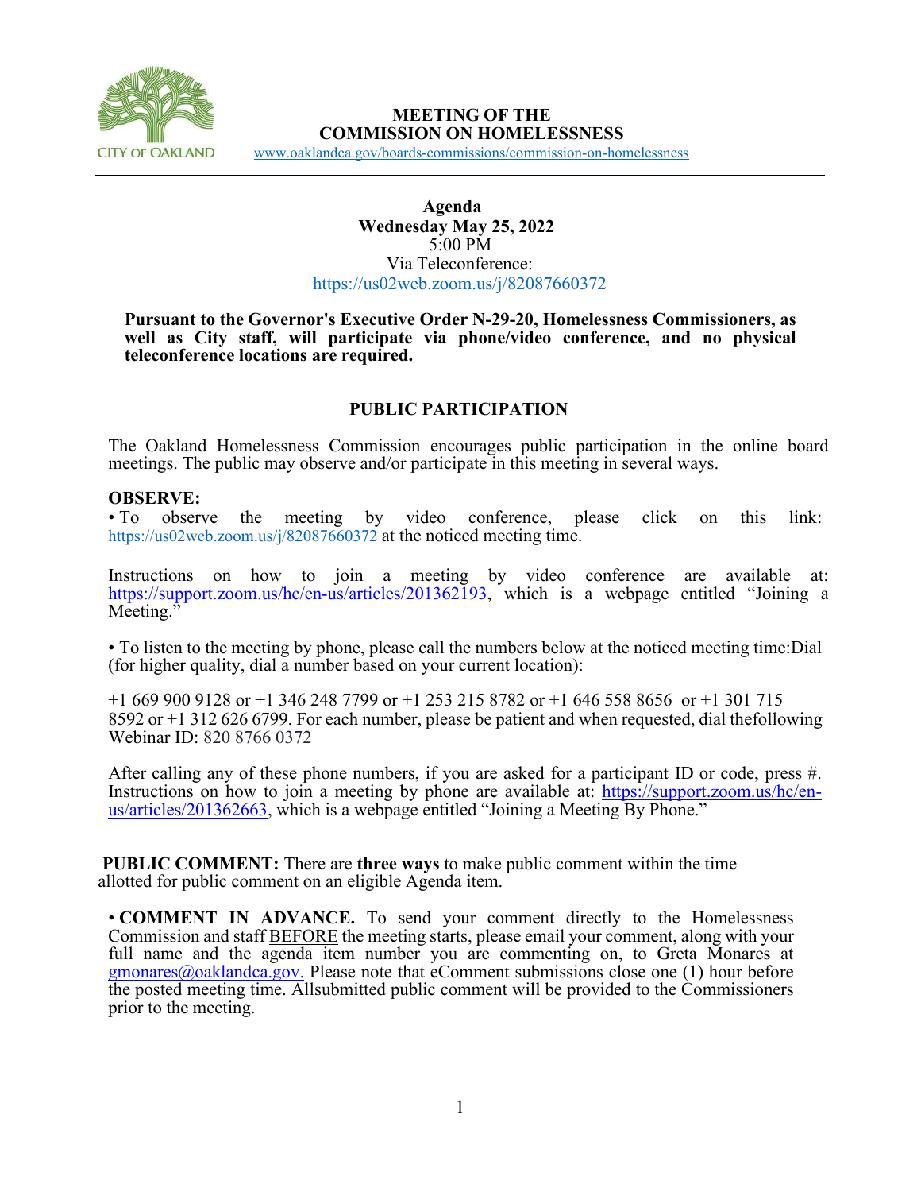CITY OF OAKLAND

# MEETING OF THE COMMISSION ON HOMELESSNESS

www.oaklandca.gov/boards-commissions/commission-on-homelessness

**Agenda**
**Wednesday May 25, 2022**
5:00 PM
Via Teleconference:
https://us02web.zoom.us/j/82087660372

**Pursuant to the Governor's Executive Order N-29-20, Homelessness Commissioners, as well as City staff, will participate via phone/video conference, and no physical teleconference locations are required.**

## PUBLIC PARTICIPATION

The Oakland Homelessness Commission encourages public participation in the online board meetings. The public may observe and/or participate in this meeting in several ways.

**OBSERVE:**

• To observe the meeting by video conference, please click on this link: https://us02web.zoom.us/j/82087660372 at the noticed meeting time.

Instructions on how to join a meeting by video conference are available at: https://support.zoom.us/hc/en-us/articles/201362193, which is a webpage entitled "Joining a Meeting."

• To listen to the meeting by phone, please call the numbers below at the noticed meeting time:Dial (for higher quality, dial a number based on your current location):

+1 669 900 9128 or +1 346 248 7799 or +1 253 215 8782 or +1 646 558 8656 or +1 301 715 8592 or +1 312 626 6799. For each number, please be patient and when requested, dial thefollowing Webinar ID: 820 8766 0372

After calling any of these phone numbers, if you are asked for a participant ID or code, press #. Instructions on how to join a meeting by phone are available at: https://support.zoom.us/hc/en-us/articles/201362663, which is a webpage entitled "Joining a Meeting By Phone."

**PUBLIC COMMENT:** There are **three ways** to make public comment within the time allotted for public comment on an eligible Agenda item.

• **COMMENT IN ADVANCE.** To send your comment directly to the Homelessness Commission and staff BEFORE the meeting starts, please email your comment, along with your full name and the agenda item number you are commenting on, to Greta Monares at gmonares@oaklandca.gov. Please note that eComment submissions close one (1) hour before the posted meeting time. Allsubmitted public comment will be provided to the Commissioners prior to the meeting.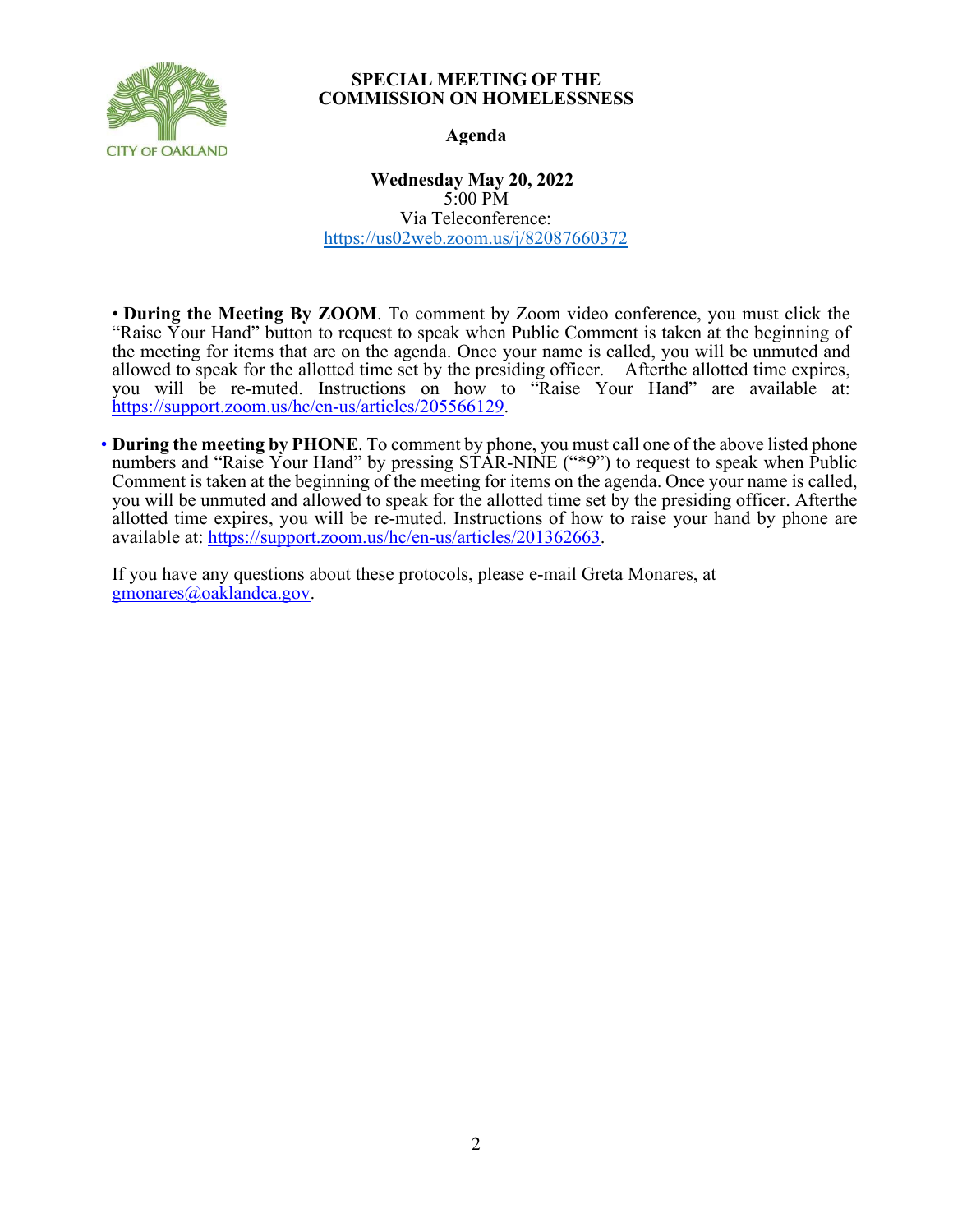CITY OF OAKLAND

**SPECIAL MEETING OF THE**
**COMMISSION ON HOMELESSNESS**

**Agenda**

**Wednesday May 20, 2022**
5:00 PM
Via Teleconference:
https://us02web.zoom.us/j/82087660372

---

- **During the Meeting By ZOOM**. To comment by Zoom video conference, you must click the "Raise Your Hand" button to request to speak when Public Comment is taken at the beginning of the meeting for items that are on the agenda. Once your name is called, you will be unmuted and allowed to speak for the allotted time set by the presiding officer. Afterthe allotted time expires, you will be re-muted. Instructions on how to "Raise Your Hand" are available at: https://support.zoom.us/hc/en-us/articles/205566129.

- **During the meeting by PHONE**. To comment by phone, you must call one of the above listed phone numbers and "Raise Your Hand" by pressing STAR-NINE ("*9") to request to speak when Public Comment is taken at the beginning of the meeting for items on the agenda. Once your name is called, you will be unmuted and allowed to speak for the allotted time set by the presiding officer. Afterthe allotted time expires, you will be re-muted. Instructions of how to raise your hand by phone are available at: https://support.zoom.us/hc/en-us/articles/201362663.

If you have any questions about these protocols, please e-mail Greta Monares, at gmonares@oaklandca.gov.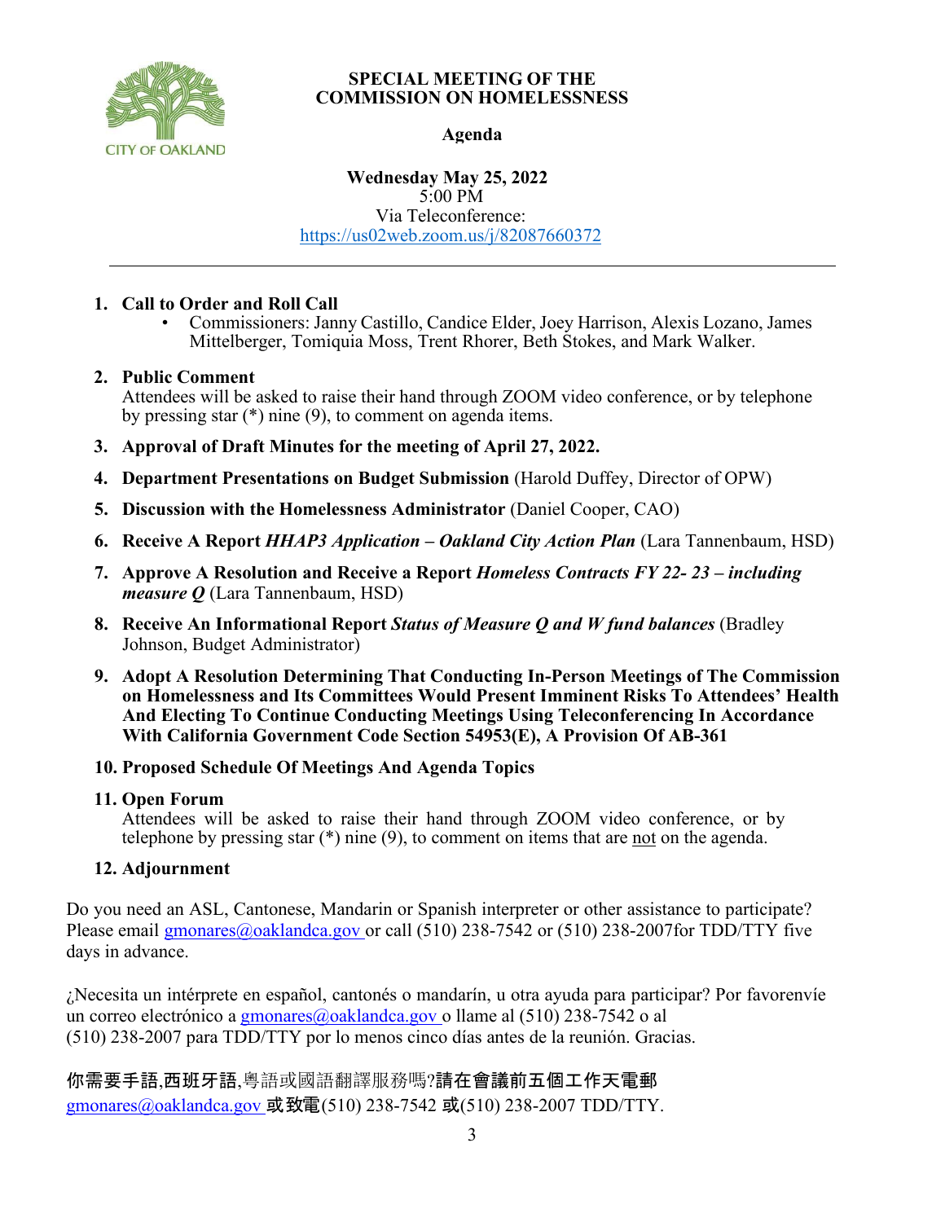CITY OF OAKLAND

**SPECIAL MEETING OF THE COMMISSION ON HOMELESSNESS**

**Agenda**

**Wednesday May 25, 2022**
5:00 PM
Via Teleconference:
https://us02web.zoom.us/j/82087660372

---

1. **Call to Order and Roll Call**
   - Commissioners: Janny Castillo, Candice Elder, Joey Harrison, Alexis Lozano, James Mittelberger, Tomiquia Moss, Trent Rhorer, Beth Stokes, and Mark Walker.

2. **Public Comment**
   Attendees will be asked to raise their hand through ZOOM video conference, or by telephone by pressing star (*) nine (9), to comment on agenda items.

3. **Approval of Draft Minutes for the meeting of April 27, 2022.**

4. **Department Presentations on Budget Submission** (Harold Duffey, Director of OPW)

5. **Discussion with the Homelessness Administrator** (Daniel Cooper, CAO)

6. **Receive A Report *HHAP3 Application – Oakland City Action Plan*** (Lara Tannenbaum, HSD)

7. **Approve A Resolution and Receive a Report *Homeless Contracts FY 22- 23 – including measure Q*** (Lara Tannenbaum, HSD)

8. **Receive An Informational Report *Status of Measure Q and W fund balances*** (Bradley Johnson, Budget Administrator)

9. **Adopt A Resolution Determining That Conducting In-Person Meetings of The Commission on Homelessness and Its Committees Would Present Imminent Risks To Attendees' Health And Electing To Continue Conducting Meetings Using Teleconferencing In Accordance With California Government Code Section 54953(E), A Provision Of AB-361**

10. **Proposed Schedule Of Meetings And Agenda Topics**

11. **Open Forum**
    Attendees will be asked to raise their hand through ZOOM video conference, or by telephone by pressing star (*) nine (9), to comment on items that are not on the agenda.

12. **Adjournment**

Do you need an ASL, Cantonese, Mandarin or Spanish interpreter or other assistance to participate? Please email gmonares@oaklandca.gov or call (510) 238-7542 or (510) 238-2007for TDD/TTY five days in advance.

¿Necesita un intérprete en español, cantonés o mandarín, u otra ayuda para participar? Por favorenvíe un correo electrónico a gmonares@oaklandca.gov o llame al (510) 238-7542 o al (510) 238-2007 para TDD/TTY por lo menos cinco días antes de la reunión. Gracias.

你需要手語,西班牙語,粵語或國語翻譯服務嗎?請在會議前五個工作天電郵 gmonares@oaklandca.gov 或致電(510) 238-7542 或(510) 238-2007 TDD/TTY.